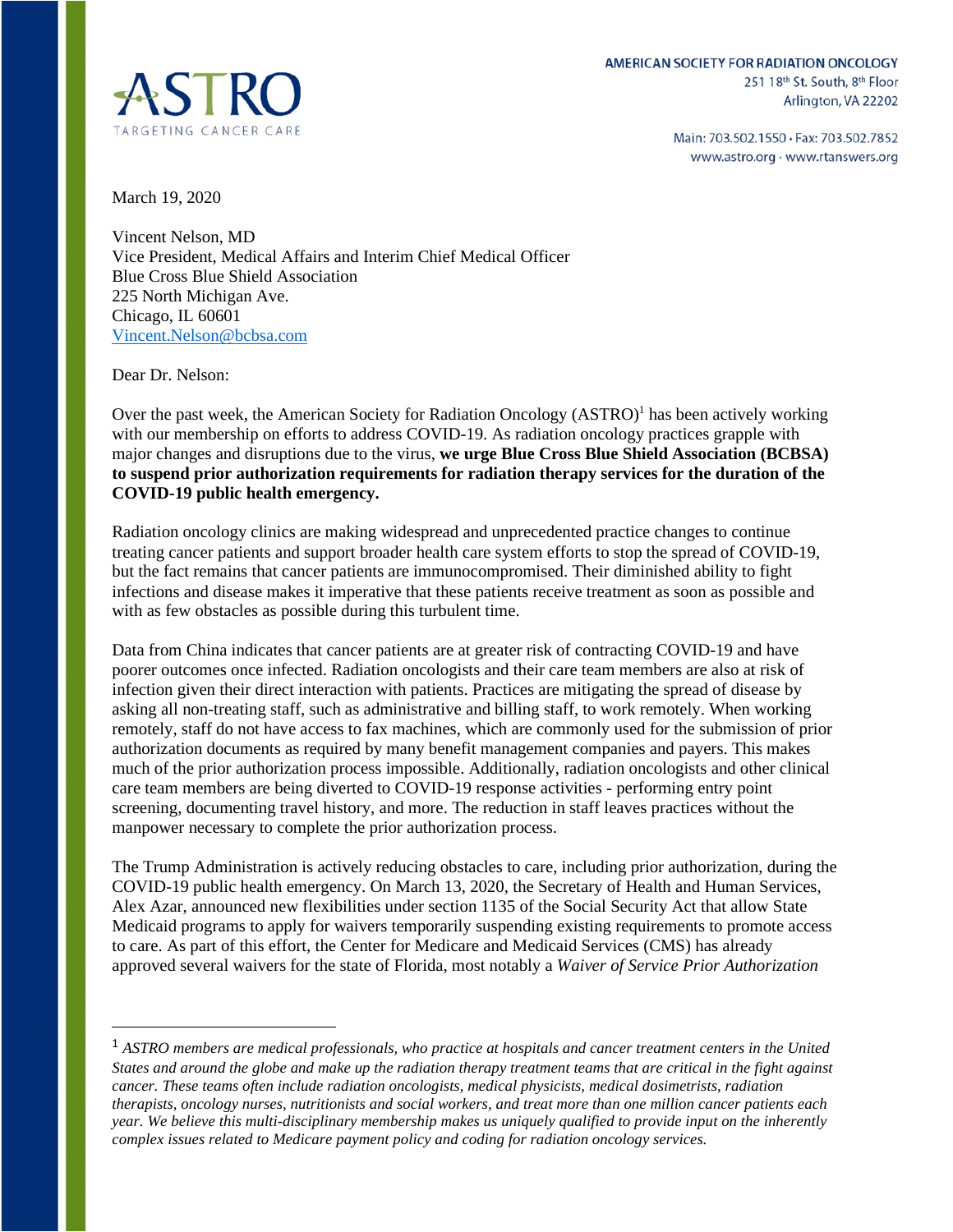**ASTRO**
TARGETING CANCER CARE

AMERICAN SOCIETY FOR RADIATION ONCOLOGY
251 18th St. South, 8th Floor
Arlington, VA 22202

Main: 703.502.1550 • Fax: 703.502.7852
www.astro.org • www.rtanswers.org

March 19, 2020

Vincent Nelson, MD
Vice President, Medical Affairs and Interim Chief Medical Officer
Blue Cross Blue Shield Association
225 North Michigan Ave.
Chicago, IL 60601
Vincent.Nelson@bcbsa.com

Dear Dr. Nelson:

Over the past week, the American Society for Radiation Oncology (ASTRO)[1] has been actively working with our membership on efforts to address COVID-19. As radiation oncology practices grapple with major changes and disruptions due to the virus, **we urge Blue Cross Blue Shield Association (BCBSA) to suspend prior authorization requirements for radiation therapy services for the duration of the COVID-19 public health emergency.**

Radiation oncology clinics are making widespread and unprecedented practice changes to continue treating cancer patients and support broader health care system efforts to stop the spread of COVID-19, but the fact remains that cancer patients are immunocompromised. Their diminished ability to fight infections and disease makes it imperative that these patients receive treatment as soon as possible and with as few obstacles as possible during this turbulent time.

Data from China indicates that cancer patients are at greater risk of contracting COVID-19 and have poorer outcomes once infected. Radiation oncologists and their care team members are also at risk of infection given their direct interaction with patients. Practices are mitigating the spread of disease by asking all non-treating staff, such as administrative and billing staff, to work remotely. When working remotely, staff do not have access to fax machines, which are commonly used for the submission of prior authorization documents as required by many benefit management companies and payers. This makes much of the prior authorization process impossible. Additionally, radiation oncologists and other clinical care team members are being diverted to COVID-19 response activities - performing entry point screening, documenting travel history, and more. The reduction in staff leaves practices without the manpower necessary to complete the prior authorization process.

The Trump Administration is actively reducing obstacles to care, including prior authorization, during the COVID-19 public health emergency. On March 13, 2020, the Secretary of Health and Human Services, Alex Azar, announced new flexibilities under section 1135 of the Social Security Act that allow State Medicaid programs to apply for waivers temporarily suspending existing requirements to promote access to care. As part of this effort, the Center for Medicare and Medicaid Services (CMS) has already approved several waivers for the state of Florida, most notably a *Waiver of Service Prior Authorization*

---

[1] *ASTRO members are medical professionals, who practice at hospitals and cancer treatment centers in the United States and around the globe and make up the radiation therapy treatment teams that are critical in the fight against cancer. These teams often include radiation oncologists, medical physicists, medical dosimetrists, radiation therapists, oncology nurses, nutritionists and social workers, and treat more than one million cancer patients each year. We believe this multi-disciplinary membership makes us uniquely qualified to provide input on the inherently complex issues related to Medicare payment policy and coding for radiation oncology services.*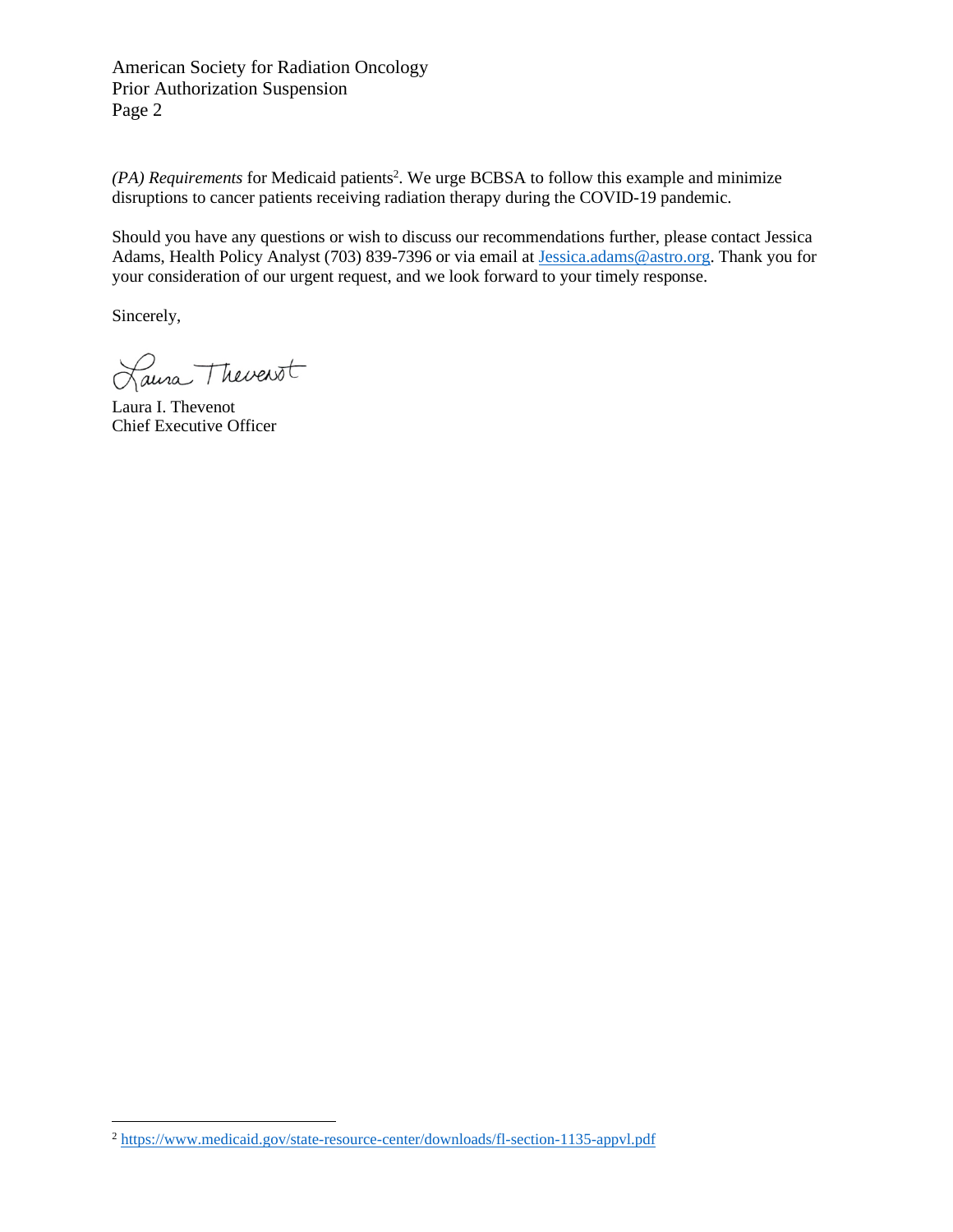*(PA) Requirements* for Medicaid patients[2]. We urge BCBSA to follow this example and minimize disruptions to cancer patients receiving radiation therapy during the COVID-19 pandemic.

Should you have any questions or wish to discuss our recommendations further, please contact Jessica Adams, Health Policy Analyst (703) 839-7396 or via email at [Jessica.adams@astro.org](mailto:Jessica.adams@astro.org). Thank you for your consideration of our urgent request, and we look forward to your timely response.

Sincerely,

Laura Thevenot

Laura I. Thevenot
Chief Executive Officer

---

[2] https://www.medicaid.gov/state-resource-center/downloads/fl-section-1135-appvl.pdf